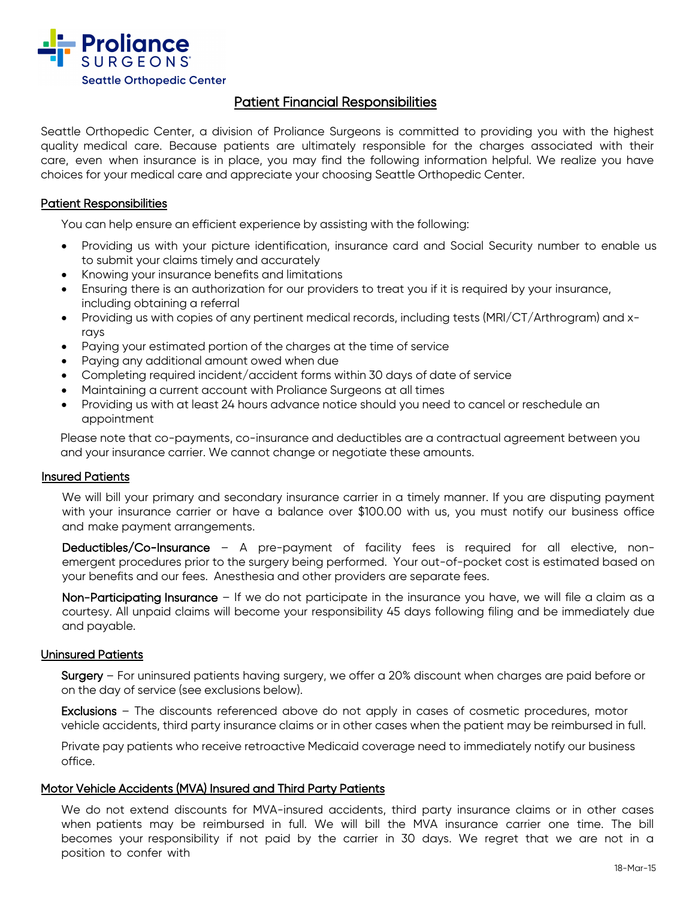Proliance SURGEONS

Seattle Orthopedic Center

# Patient Financial Responsibilities

Seattle Orthopedic Center, a division of Proliance Surgeons is committed to providing you with the highest quality medical care. Because patients are ultimately responsible for the charges associated with their care, even when insurance is in place, you may find the following information helpful. We realize you have choices for your medical care and appreciate your choosing Seattle Orthopedic Center.

## Patient Responsibilities

You can help ensure an efficient experience by assisting with the following:

- Providing us with your picture identification, insurance card and Social Security number to enable us to submit your claims timely and accurately
- Knowing your insurance benefits and limitations
- Ensuring there is an authorization for our providers to treat you if it is required by your insurance, including obtaining a referral
- Providing us with copies of any pertinent medical records, including tests (MRI/CT/Arthrogram) and x-rays
- Paying your estimated portion of the charges at the time of service
- Paying any additional amount owed when due
- Completing required incident/accident forms within 30 days of date of service
- Maintaining a current account with Proliance Surgeons at all times
- Providing us with at least 24 hours advance notice should you need to cancel or reschedule an appointment

Please note that co-payments, co-insurance and deductibles are a contractual agreement between you and your insurance carrier. We cannot change or negotiate these amounts.

## Insured Patients

We will bill your primary and secondary insurance carrier in a timely manner. If you are disputing payment with your insurance carrier or have a balance over $100.00 with us, you must notify our business office and make payment arrangements.

**Deductibles/Co-Insurance** – A pre-payment of facility fees is required for all elective, non-emergent procedures prior to the surgery being performed. Your out-of-pocket cost is estimated based on your benefits and our fees. Anesthesia and other providers are separate fees.

**Non-Participating Insurance** – If we do not participate in the insurance you have, we will file a claim as a courtesy. All unpaid claims will become your responsibility 45 days following filing and be immediately due and payable.

## Uninsured Patients

**Surgery** – For uninsured patients having surgery, we offer a 20% discount when charges are paid before or on the day of service (see exclusions below).

**Exclusions** – The discounts referenced above do not apply in cases of cosmetic procedures, motor vehicle accidents, third party insurance claims or in other cases when the patient may be reimbursed in full.

Private pay patients who receive retroactive Medicaid coverage need to immediately notify our business office.

## Motor Vehicle Accidents (MVA) Insured and Third Party Patients

We do not extend discounts for MVA-insured accidents, third party insurance claims or in other cases when patients may be reimbursed in full. We will bill the MVA insurance carrier one time. The bill becomes your responsibility if not paid by the carrier in 30 days. We regret that we are not in a position to confer with

18-Mar-15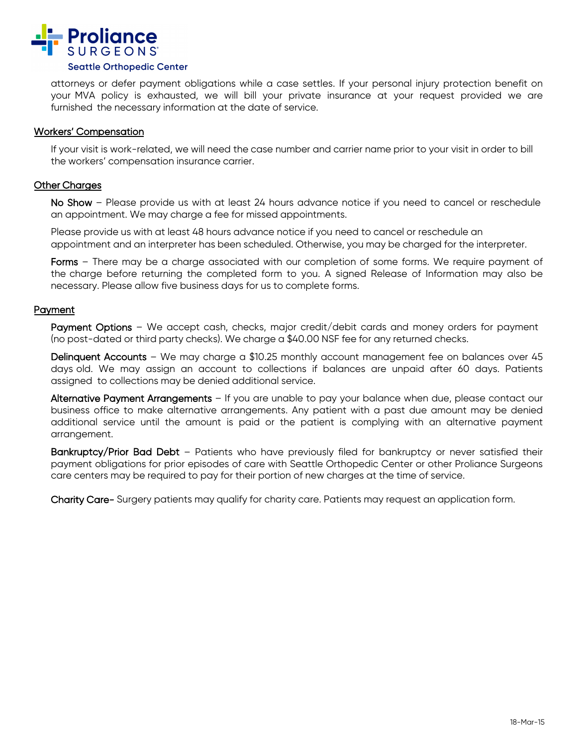attorneys or defer payment obligations while a case settles. If your personal injury protection benefit on your MVA policy is exhausted, we will bill your private insurance at your request provided we are furnished the necessary information at the date of service.

## Workers' Compensation

If your visit is work-related, we will need the case number and carrier name prior to your visit in order to bill the workers' compensation insurance carrier.

## Other Charges

**No Show** – Please provide us with at least 24 hours advance notice if you need to cancel or reschedule an appointment. We may charge a fee for missed appointments.

Please provide us with at least 48 hours advance notice if you need to cancel or reschedule an appointment and an interpreter has been scheduled. Otherwise, you may be charged for the interpreter.

**Forms** – There may be a charge associated with our completion of some forms. We require payment of the charge before returning the completed form to you. A signed Release of Information may also be necessary. Please allow five business days for us to complete forms.

## Payment

**Payment Options** – We accept cash, checks, major credit/debit cards and money orders for payment (no post-dated or third party checks). We charge a $40.00 NSF fee for any returned checks.

**Delinquent Accounts** – We may charge a $10.25 monthly account management fee on balances over 45 days old. We may assign an account to collections if balances are unpaid after 60 days. Patients assigned to collections may be denied additional service.

**Alternative Payment Arrangements** – If you are unable to pay your balance when due, please contact our business office to make alternative arrangements. Any patient with a past due amount may be denied additional service until the amount is paid or the patient is complying with an alternative payment arrangement.

**Bankruptcy/Prior Bad Debt** – Patients who have previously filed for bankruptcy or never satisfied their payment obligations for prior episodes of care with Seattle Orthopedic Center or other Proliance Surgeons care centers may be required to pay for their portion of new charges at the time of service.

**Charity Care-** Surgery patients may qualify for charity care. Patients may request an application form.

18-Mar-15